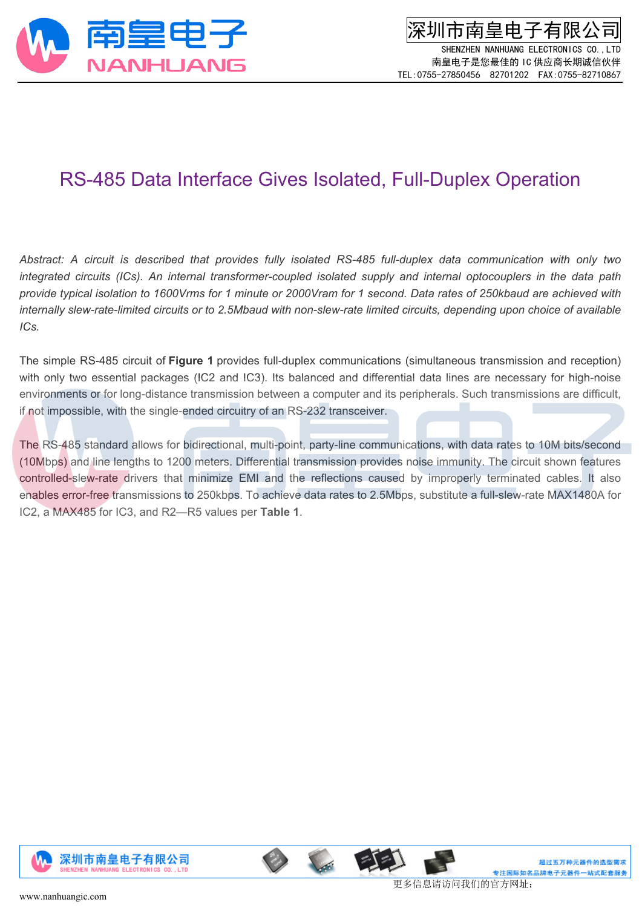# RS-485 Data Interface Gives Isolated, Full-Duplex Operation

*Abstract: A circuit is described that provides fully isolated RS-485 full-duplex data communication with only two integrated circuits (ICs). An internal transformer-coupled isolated supply and internal optocouplers in the data path provide typical isolation to 1600Vrms for 1 minute or 2000Vram for 1 second. Data rates of 250kbaud are achieved with internally slew-rate-limited circuits or to 2.5Mbaud with non-slew-rate limited circuits, depending upon choice of available ICs.*

The simple RS-485 circuit of **Figure 1** provides full-duplex communications (simultaneous transmission and reception) with only two essential packages (IC2 and IC3). Its balanced and differential data lines are necessary for high-noise environments or for long-distance transmission between a computer and its peripherals. Such transmissions are difficult, if not impossible, with the single-ended circuitry of an RS-232 transceiver.

The RS-485 standard allows for bidirectional, multi-point, party-line communications, with data rates to 10M bits/second (10Mbps) and line lengths to 1200 meters. Differential transmission provides noise immunity. The circuit shown features controlled-slew-rate drivers that minimize EMI and the reflections caused by improperly terminated cables. It also enables error-free transmissions to 250kbps. To achieve data rates to 2.5Mbps, substitute a full-slew-rate MAX1480A for IC2, a MAX485 for IC3, and R2—R5 values per **Table 1**.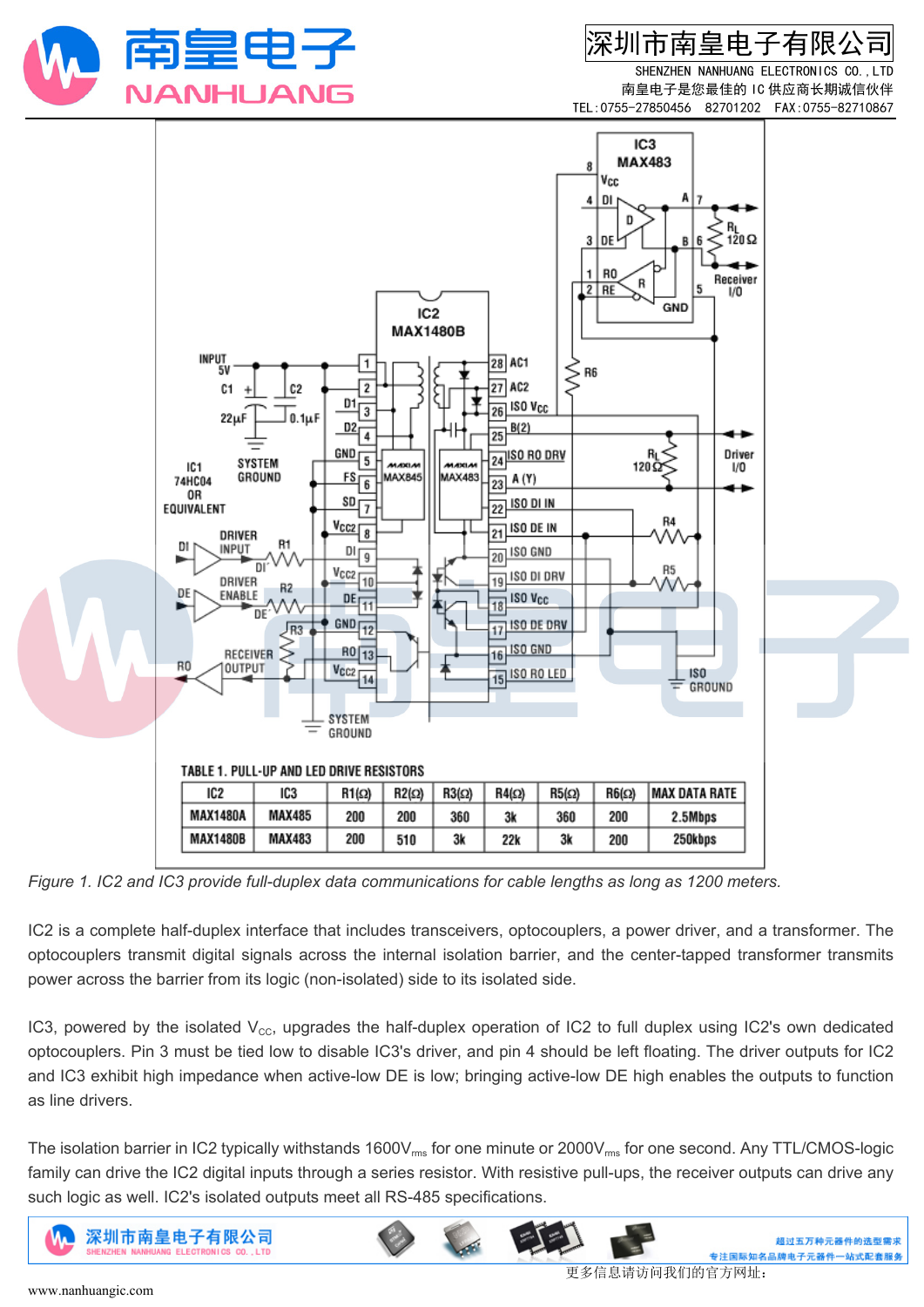TABLE 1. PULL-UP AND LED DRIVE RESISTORS

| IC2 | IC3 | R1(Ω) | R2(Ω) | R3(Ω) | R4(Ω) | R5(Ω) | R6(Ω) | MAX DATA RATE |
|---|---|---|---|---|---|---|---|---|
| MAX1480A | MAX485 | 200 | 200 | 360 | 3k | 360 | 200 | 2.5Mbps |
| MAX1480B | MAX483 | 200 | 510 | 3k | 22k | 3k | 200 | 250kbps |

*Figure 1. IC2 and IC3 provide full-duplex data communications for cable lengths as long as 1200 meters.*

IC2 is a complete half-duplex interface that includes transceivers, optocouplers, a power driver, and a transformer. The optocouplers transmit digital signals across the internal isolation barrier, and the center-tapped transformer transmits power across the barrier from its logic (non-isolated) side to its isolated side.

IC3, powered by the isolated $V_{CC}$, upgrades the half-duplex operation of IC2 to full duplex using IC2's own dedicated optocouplers. Pin 3 must be tied low to disable IC3's driver, and pin 4 should be left floating. The driver outputs for IC2 and IC3 exhibit high impedance when active-low DE is low; bringing active-low DE high enables the outputs to function as line drivers.

The isolation barrier in IC2 typically withstands 1600$V_{rms}$ for one minute or 2000$V_{rms}$ for one second. Any TTL/CMOS-logic family can drive the IC2 digital inputs through a series resistor. With resistive pull-ups, the receiver outputs can drive any such logic as well. IC2's isolated outputs meet all RS-485 specifications.